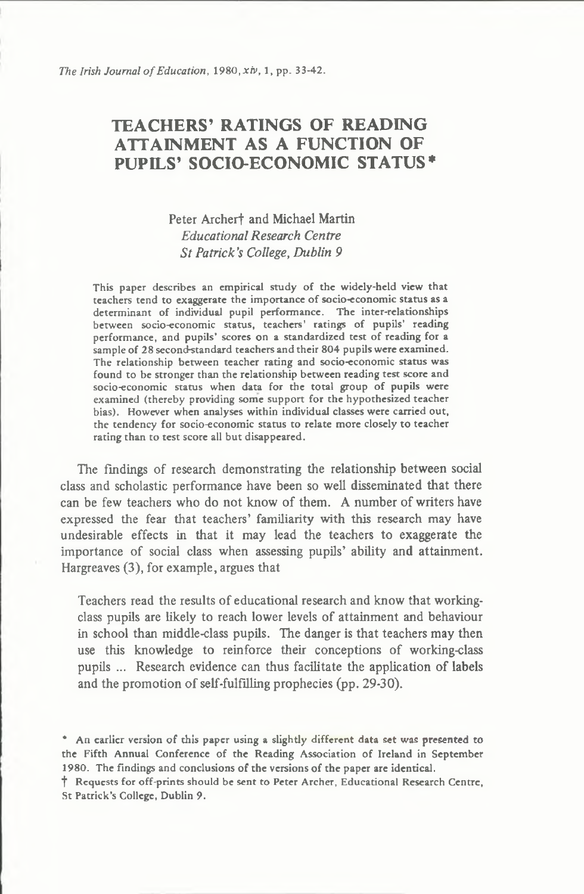# TEACHERS' RATINGS OF READING ATTAINMENT AS A FUNCTION OF PUPILS' SOCIO-ECONOMIC STATUS*

Peter Archer† and Michael Martin
*Educational Research Centre*
*St Patrick's College, Dublin 9*

This paper describes an empirical study of the widely-held view that teachers tend to exaggerate the importance of socio-economic status as a determinant of individual pupil performance. The inter-relationships between socio-economic status, teachers' ratings of pupils' reading performance, and pupils' scores on a standardized test of reading for a sample of 28 second-standard teachers and their 804 pupils were examined. The relationship between teacher rating and socio-economic status was found to be stronger than the relationship between reading test score and socio-economic status when data for the total group of pupils were examined (thereby providing some support for the hypothesized teacher bias). However when analyses within individual classes were carried out, the tendency for socio-economic status to relate more closely to teacher rating than to test score all but disappeared.

The findings of research demonstrating the relationship between social class and scholastic performance have been so well disseminated that there can be few teachers who do not know of them. A number of writers have expressed the fear that teachers' familiarity with this research may have undesirable effects in that it may lead the teachers to exaggerate the importance of social class when assessing pupils' ability and attainment. Hargreaves (3), for example, argues that

> Teachers read the results of educational research and know that working-class pupils are likely to reach lower levels of attainment and behaviour in school than middle-class pupils. The danger is that teachers may then use this knowledge to reinforce their conceptions of working-class pupils ... Research evidence can thus facilitate the application of labels and the promotion of self-fulfilling prophecies (pp. 29-30).

\* An earlier version of this paper using a slightly different data set was presented to the Fifth Annual Conference of the Reading Association of Ireland in September 1980. The findings and conclusions of the versions of the paper are identical.

† Requests for off-prints should be sent to Peter Archer, Educational Research Centre, St Patrick's College, Dublin 9.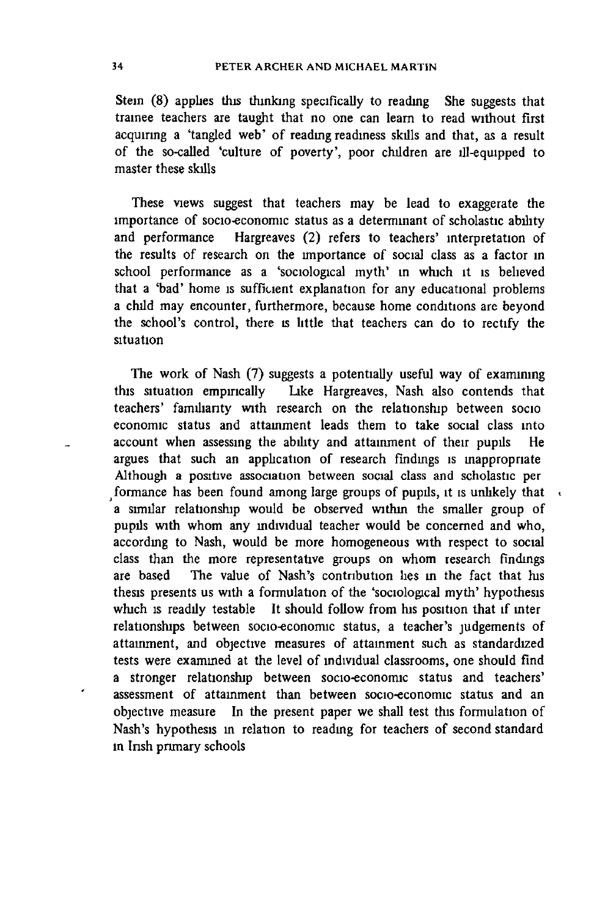Stein (8) applies this thinking specifically to reading She suggests that trainee teachers are taught that no one can learn to read without first acquiring a 'tangled web' of reading readiness skills and that, as a result of the so-called 'culture of poverty', poor children are ill-equipped to master these skills

These views suggest that teachers may be lead to exaggerate the importance of socio-economic status as a determinant of scholastic ability and performance Hargreaves (2) refers to teachers' interpretation of the results of research on the importance of social class as a factor in school performance as a 'sociological myth' in which it is believed that a 'bad' home is sufficient explanation for any educational problems a child may encounter, furthermore, because home conditions are beyond the school's control, there is little that teachers can do to rectify the situation

The work of Nash (7) suggests a potentially useful way of examining this situation empirically Like Hargreaves, Nash also contends that teachers' familiarity with research on the relationship between socio economic status and attainment leads them to take social class into account when assessing the ability and attainment of their pupils He argues that such an application of research findings is inappropriate Although a positive association between social class and scholastic performance has been found among large groups of pupils, it is unlikely that a similar relationship would be observed within the smaller group of pupils with whom any individual teacher would be concerned and who, according to Nash, would be more homogeneous with respect to social class than the more representative groups on whom research findings are based The value of Nash's contribution lies in the fact that his thesis presents us with a formulation of the 'sociological myth' hypothesis which is readily testable It should follow from his position that if interrelationships between socio-economic status, a teacher's judgements of attainment, and objective measures of attainment such as standardized tests were examined at the level of individual classrooms, one should find a stronger relationship between socio-economic status and teachers' assessment of attainment than between socio-economic status and an objective measure In the present paper we shall test this formulation of Nash's hypothesis in relation to reading for teachers of second standard in Irish primary schools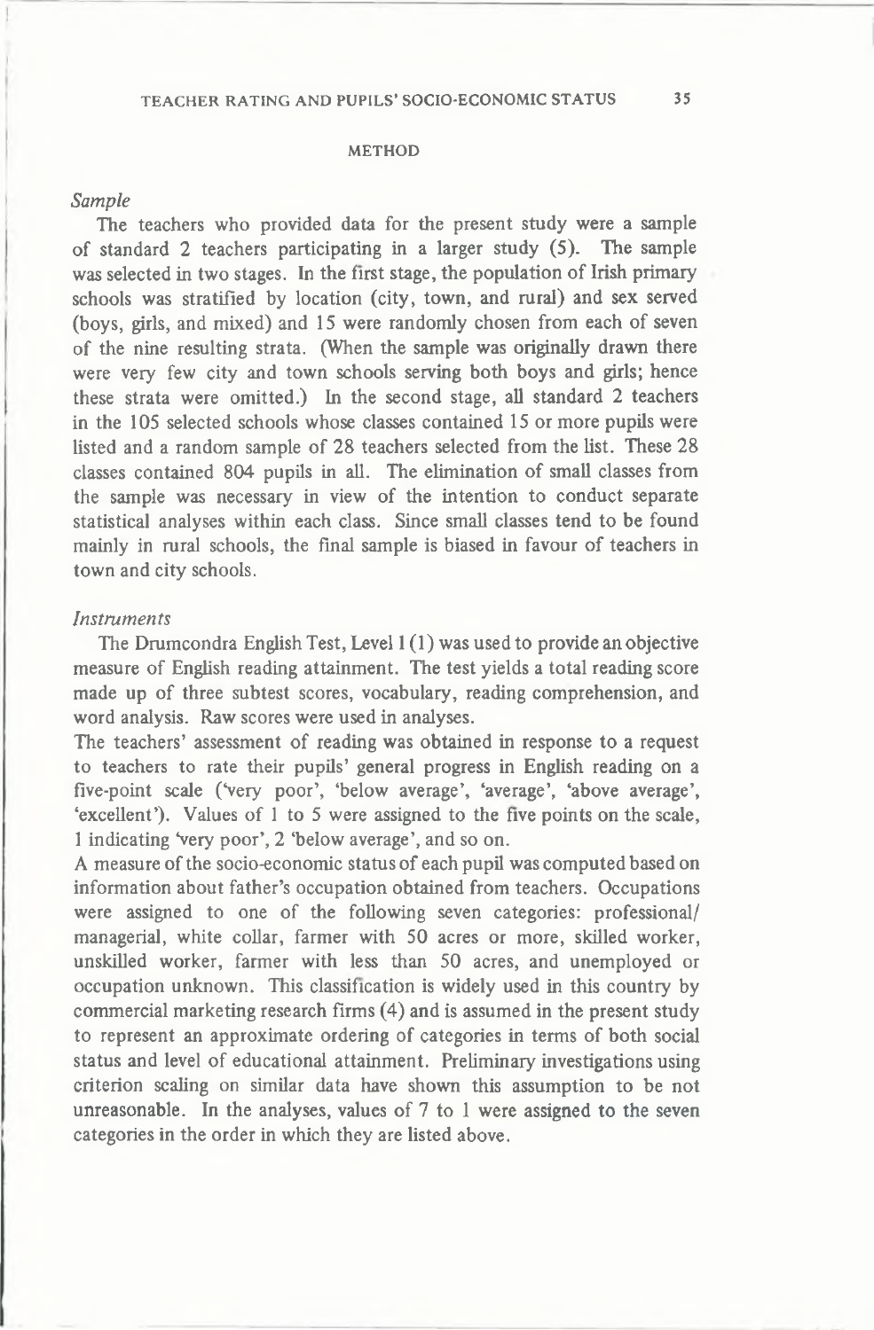## METHOD

### *Sample*

The teachers who provided data for the present study were a sample of standard 2 teachers participating in a larger study (5). The sample was selected in two stages. In the first stage, the population of Irish primary schools was stratified by location (city, town, and rural) and sex served (boys, girls, and mixed) and 15 were randomly chosen from each of seven of the nine resulting strata. (When the sample was originally drawn there were very few city and town schools serving both boys and girls; hence these strata were omitted.) In the second stage, all standard 2 teachers in the 105 selected schools whose classes contained 15 or more pupils were listed and a random sample of 28 teachers selected from the list. These 28 classes contained 804 pupils in all. The elimination of small classes from the sample was necessary in view of the intention to conduct separate statistical analyses within each class. Since small classes tend to be found mainly in rural schools, the final sample is biased in favour of teachers in town and city schools.

### *Instruments*

The Drumcondra English Test, Level 1 (1) was used to provide an objective measure of English reading attainment. The test yields a total reading score made up of three subtest scores, vocabulary, reading comprehension, and word analysis. Raw scores were used in analyses.

The teachers' assessment of reading was obtained in response to a request to teachers to rate their pupils' general progress in English reading on a five-point scale ('very poor', 'below average', 'average', 'above average', 'excellent'). Values of 1 to 5 were assigned to the five points on the scale, 1 indicating 'very poor', 2 'below average', and so on.

A measure of the socio-economic status of each pupil was computed based on information about father's occupation obtained from teachers. Occupations were assigned to one of the following seven categories: professional/managerial, white collar, farmer with 50 acres or more, skilled worker, unskilled worker, farmer with less than 50 acres, and unemployed or occupation unknown. This classification is widely used in this country by commercial marketing research firms (4) and is assumed in the present study to represent an approximate ordering of categories in terms of both social status and level of educational attainment. Preliminary investigations using criterion scaling on similar data have shown this assumption to be not unreasonable. In the analyses, values of 7 to 1 were assigned to the seven categories in the order in which they are listed above.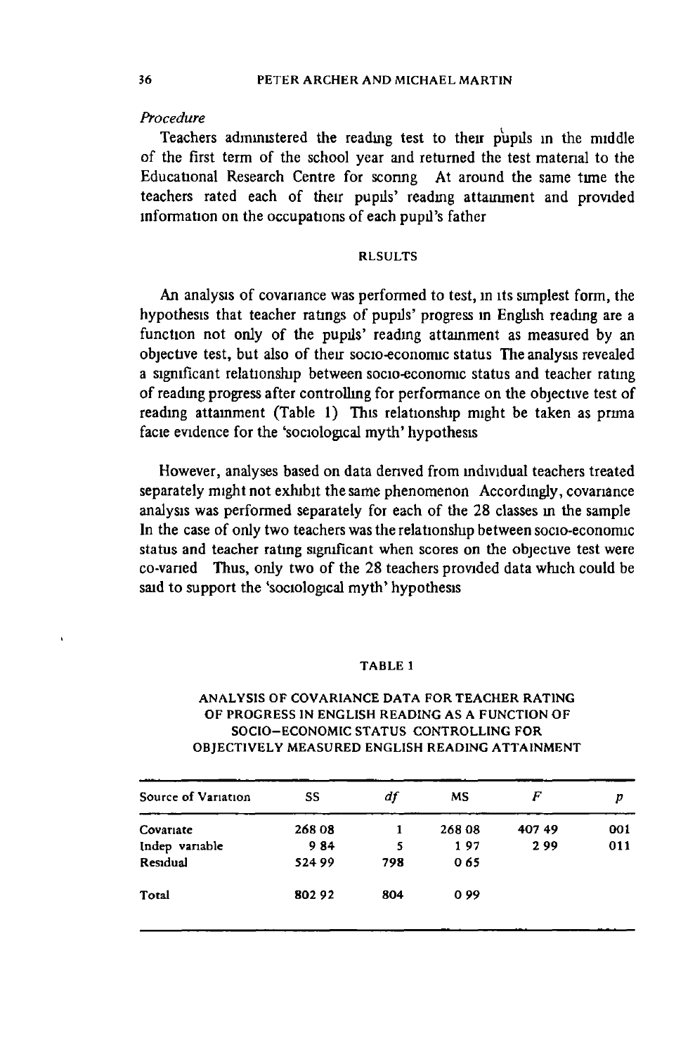*Procedure*

Teachers administered the reading test to their pupils in the middle of the first term of the school year and returned the test material to the Educational Research Centre for scoring At around the same time the teachers rated each of their pupils' reading attainment and provided information on the occupations of each pupil's father

## RESULTS

An analysis of covariance was performed to test, in its simplest form, the hypothesis that teacher ratings of pupils' progress in English reading are a function not only of the pupils' reading attainment as measured by an objective test, but also of their socio-economic status The analysis revealed a significant relationship between socio-economic status and teacher rating of reading progress after controlling for performance on the objective test of reading attainment (Table 1) This relationship might be taken as prima facie evidence for the 'sociological myth' hypothesis

However, analyses based on data derived from individual teachers treated separately might not exhibit the same phenomenon Accordingly, covariance analysis was performed separately for each of the 28 classes in the sample In the case of only two teachers was the relationship between socio-economic status and teacher rating significant when scores on the objective test were co-varied Thus, only two of the 28 teachers provided data which could be said to support the 'sociological myth' hypothesis

TABLE 1

ANALYSIS OF COVARIANCE DATA FOR TEACHER RATING OF PROGRESS IN ENGLISH READING AS A FUNCTION OF SOCIO-ECONOMIC STATUS CONTROLLING FOR OBJECTIVELY MEASURED ENGLISH READING ATTAINMENT

| Source of Variation | SS | *df* | MS | *F* | *p* |
|---|---|---|---|---|---|
| Covariate | 268 08 | 1 | 268 08 | 407 49 | 001 |
| Indep variable | 9 84 | 5 | 1 97 | 2 99 | 011 |
| Residual | 524 99 | 798 | 0 65 | | |
| Total | 802 92 | 804 | 0 99 | | |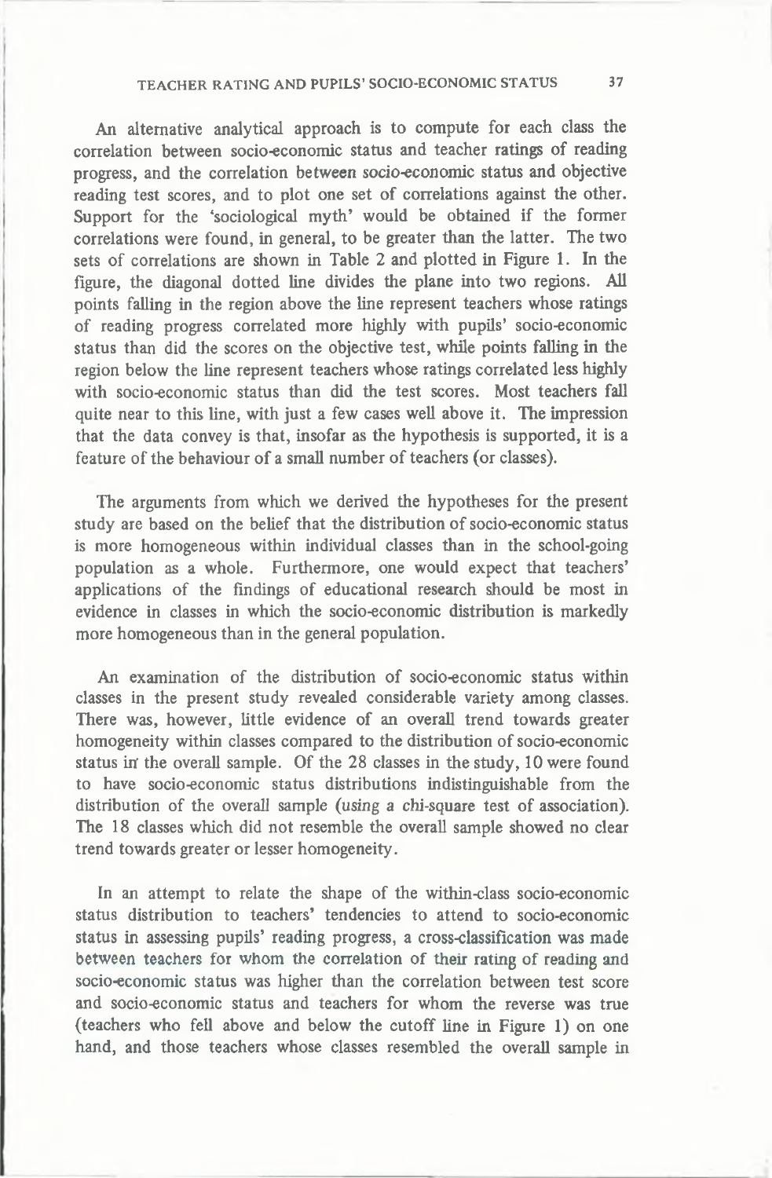An alternative analytical approach is to compute for each class the correlation between socio-economic status and teacher ratings of reading progress, and the correlation between socio-economic status and objective reading test scores, and to plot one set of correlations against the other. Support for the 'sociological myth' would be obtained if the former correlations were found, in general, to be greater than the latter. The two sets of correlations are shown in Table 2 and plotted in Figure 1. In the figure, the diagonal dotted line divides the plane into two regions. All points falling in the region above the line represent teachers whose ratings of reading progress correlated more highly with pupils' socio-economic status than did the scores on the objective test, while points falling in the region below the line represent teachers whose ratings correlated less highly with socio-economic status than did the test scores. Most teachers fall quite near to this line, with just a few cases well above it. The impression that the data convey is that, insofar as the hypothesis is supported, it is a feature of the behaviour of a small number of teachers (or classes).

The arguments from which we derived the hypotheses for the present study are based on the belief that the distribution of socio-economic status is more homogeneous within individual classes than in the school-going population as a whole. Furthermore, one would expect that teachers' applications of the findings of educational research should be most in evidence in classes in which the socio-economic distribution is markedly more homogeneous than in the general population.

An examination of the distribution of socio-economic status within classes in the present study revealed considerable variety among classes. There was, however, little evidence of an overall trend towards greater homogeneity within classes compared to the distribution of socio-economic status in the overall sample. Of the 28 classes in the study, 10 were found to have socio-economic status distributions indistinguishable from the distribution of the overall sample (using a chi-square test of association). The 18 classes which did not resemble the overall sample showed no clear trend towards greater or lesser homogeneity.

In an attempt to relate the shape of the within-class socio-economic status distribution to teachers' tendencies to attend to socio-economic status in assessing pupils' reading progress, a cross-classification was made between teachers for whom the correlation of their rating of reading and socio-economic status was higher than the correlation between test score and socio-economic status and teachers for whom the reverse was true (teachers who fell above and below the cutoff line in Figure 1) on one hand, and those teachers whose classes resembled the overall sample in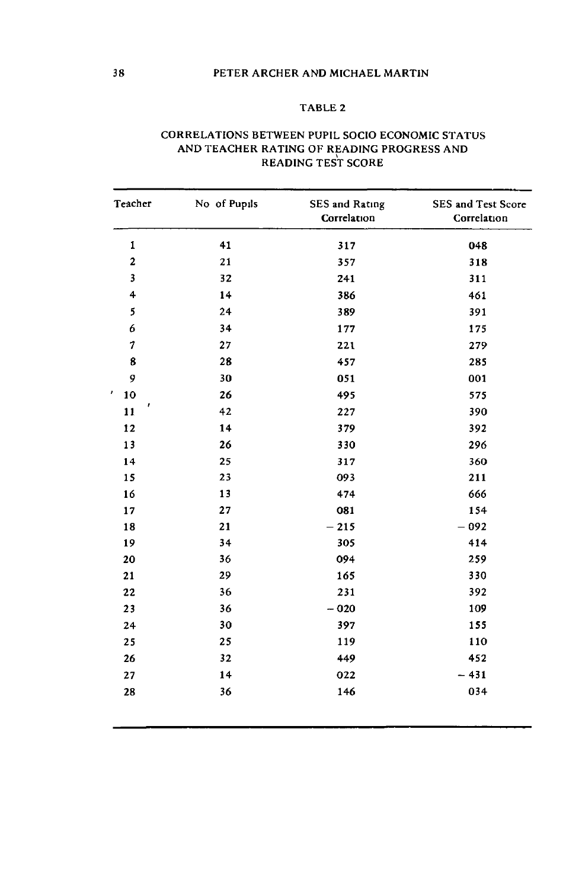## TABLE 2

### CORRELATIONS BETWEEN PUPIL SOCIO ECONOMIC STATUS AND TEACHER RATING OF READING PROGRESS AND READING TEST SCORE

| Teacher | No of Pupils | SES and Rating Correlation | SES and Test Score Correlation |
|---|---|---|---|
| 1 | 41 | 317 | 048 |
| 2 | 21 | 357 | 318 |
| 3 | 32 | 241 | 311 |
| 4 | 14 | 386 | 461 |
| 5 | 24 | 389 | 391 |
| 6 | 34 | 177 | 175 |
| 7 | 27 | 221 | 279 |
| 8 | 28 | 457 | 285 |
| 9 | 30 | 051 | 001 |
| 10 | 26 | 495 | 575 |
| 11 | 42 | 227 | 390 |
| 12 | 14 | 379 | 392 |
| 13 | 26 | 330 | 296 |
| 14 | 25 | 317 | 360 |
| 15 | 23 | 093 | 211 |
| 16 | 13 | 474 | 666 |
| 17 | 27 | 081 | 154 |
| 18 | 21 | − 215 | − 092 |
| 19 | 34 | 305 | 414 |
| 20 | 36 | 094 | 259 |
| 21 | 29 | 165 | 330 |
| 22 | 36 | 231 | 392 |
| 23 | 36 | − 020 | 109 |
| 24 | 30 | 397 | 155 |
| 25 | 25 | 119 | 110 |
| 26 | 32 | 449 | 452 |
| 27 | 14 | 022 | − 431 |
| 28 | 36 | 146 | 034 |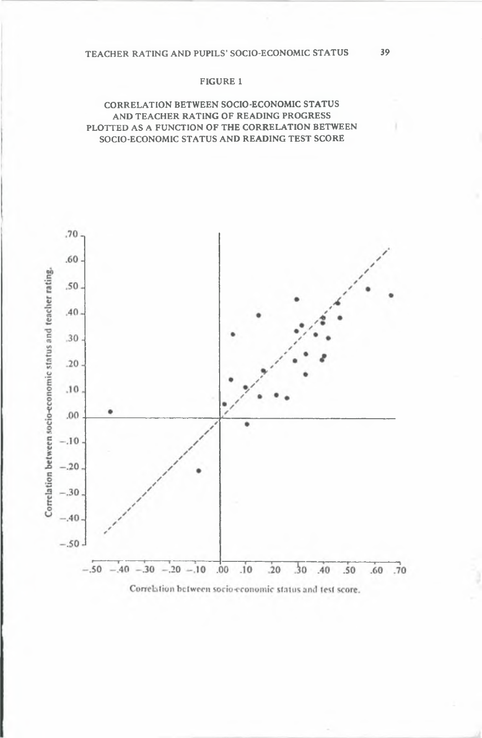FIGURE 1

CORRELATION BETWEEN SOCIO-ECONOMIC STATUS AND TEACHER RATING OF READING PROGRESS PLOTTED AS A FUNCTION OF THE CORRELATION BETWEEN SOCIO-ECONOMIC STATUS AND READING TEST SCORE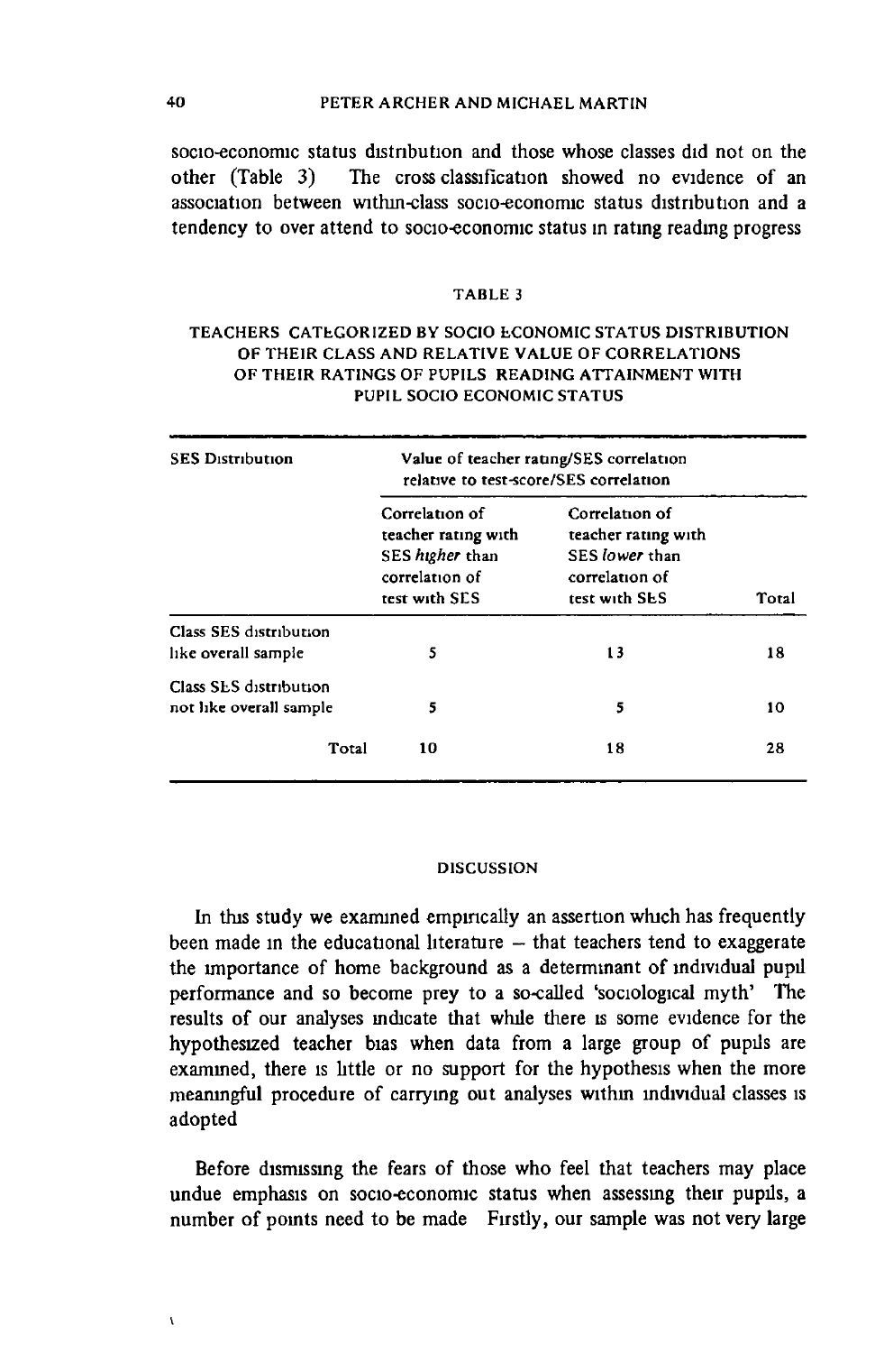socio-economic status distribution and those whose classes did not on the other (Table 3). The cross classification showed no evidence of an association between within-class socio-economic status distribution and a tendency to over attend to socio-economic status in rating reading progress.

TABLE 3

TEACHERS CATEGORIZED BY SOCIO ECONOMIC STATUS DISTRIBUTION OF THEIR CLASS AND RELATIVE VALUE OF CORRELATIONS OF THEIR RATINGS OF PUPILS READING ATTAINMENT WITH PUPIL SOCIO ECONOMIC STATUS

| SES Distribution | Value of teacher rating/SES correlation relative to test-score/SES correlation | | |
|---|---|---|---|
| | Correlation of teacher rating with SES *higher* than correlation of test with SES | Correlation of teacher rating with SES *lower* than correlation of test with SES | Total |
| Class SES distribution like overall sample | 5 | 13 | 18 |
| Class SES distribution not like overall sample | 5 | 5 | 10 |
| Total | 10 | 18 | 28 |

## DISCUSSION

In this study we examined empirically an assertion which has frequently been made in the educational literature – that teachers tend to exaggerate the importance of home background as a determinant of individual pupil performance and so become prey to a so-called 'sociological myth'. The results of our analyses indicate that while there is some evidence for the hypothesized teacher bias when data from a large group of pupils are examined, there is little or no support for the hypothesis when the more meaningful procedure of carrying out analyses within individual classes is adopted.

Before dismissing the fears of those who feel that teachers may place undue emphasis on socio-economic status when assessing their pupils, a number of points need to be made. Firstly, our sample was not very large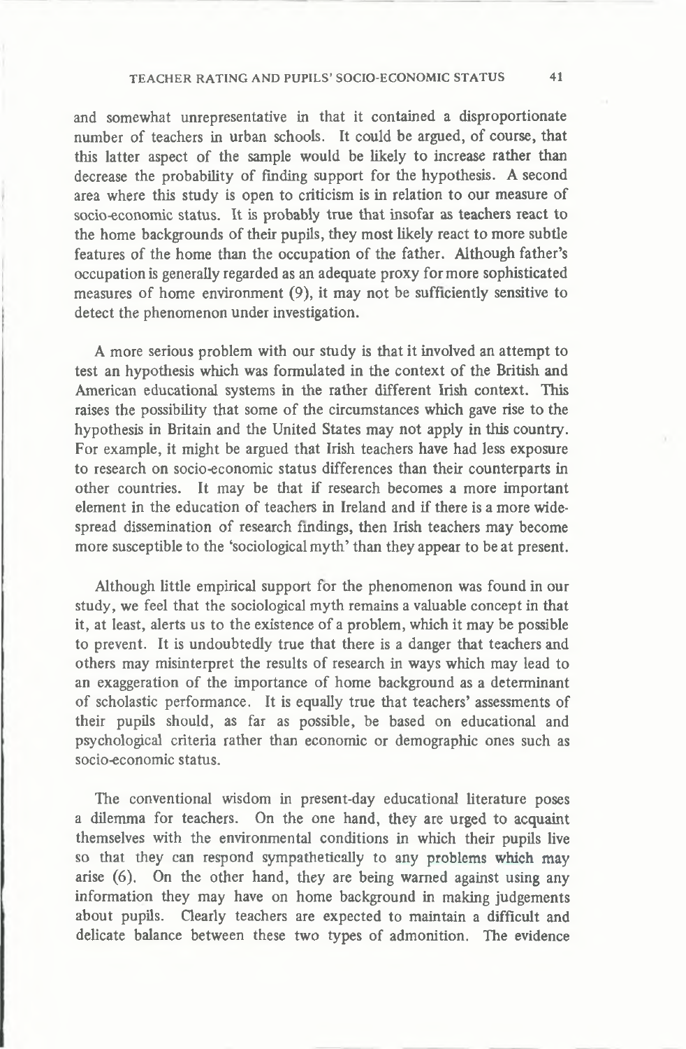and somewhat unrepresentative in that it contained a disproportionate number of teachers in urban schools. It could be argued, of course, that this latter aspect of the sample would be likely to increase rather than decrease the probability of finding support for the hypothesis. A second area where this study is open to criticism is in relation to our measure of socio-economic status. It is probably true that insofar as teachers react to the home backgrounds of their pupils, they most likely react to more subtle features of the home than the occupation of the father. Although father's occupation is generally regarded as an adequate proxy for more sophisticated measures of home environment (9), it may not be sufficiently sensitive to detect the phenomenon under investigation.

A more serious problem with our study is that it involved an attempt to test an hypothesis which was formulated in the context of the British and American educational systems in the rather different Irish context. This raises the possibility that some of the circumstances which gave rise to the hypothesis in Britain and the United States may not apply in this country. For example, it might be argued that Irish teachers have had less exposure to research on socio-economic status differences than their counterparts in other countries. It may be that if research becomes a more important element in the education of teachers in Ireland and if there is a more widespread dissemination of research findings, then Irish teachers may become more susceptible to the 'sociological myth' than they appear to be at present.

Although little empirical support for the phenomenon was found in our study, we feel that the sociological myth remains a valuable concept in that it, at least, alerts us to the existence of a problem, which it may be possible to prevent. It is undoubtedly true that there is a danger that teachers and others may misinterpret the results of research in ways which may lead to an exaggeration of the importance of home background as a determinant of scholastic performance. It is equally true that teachers' assessments of their pupils should, as far as possible, be based on educational and psychological criteria rather than economic or demographic ones such as socio-economic status.

The conventional wisdom in present-day educational literature poses a dilemma for teachers. On the one hand, they are urged to acquaint themselves with the environmental conditions in which their pupils live so that they can respond sympathetically to any problems which may arise (6). On the other hand, they are being warned against using any information they may have on home background in making judgements about pupils. Clearly teachers are expected to maintain a difficult and delicate balance between these two types of admonition. The evidence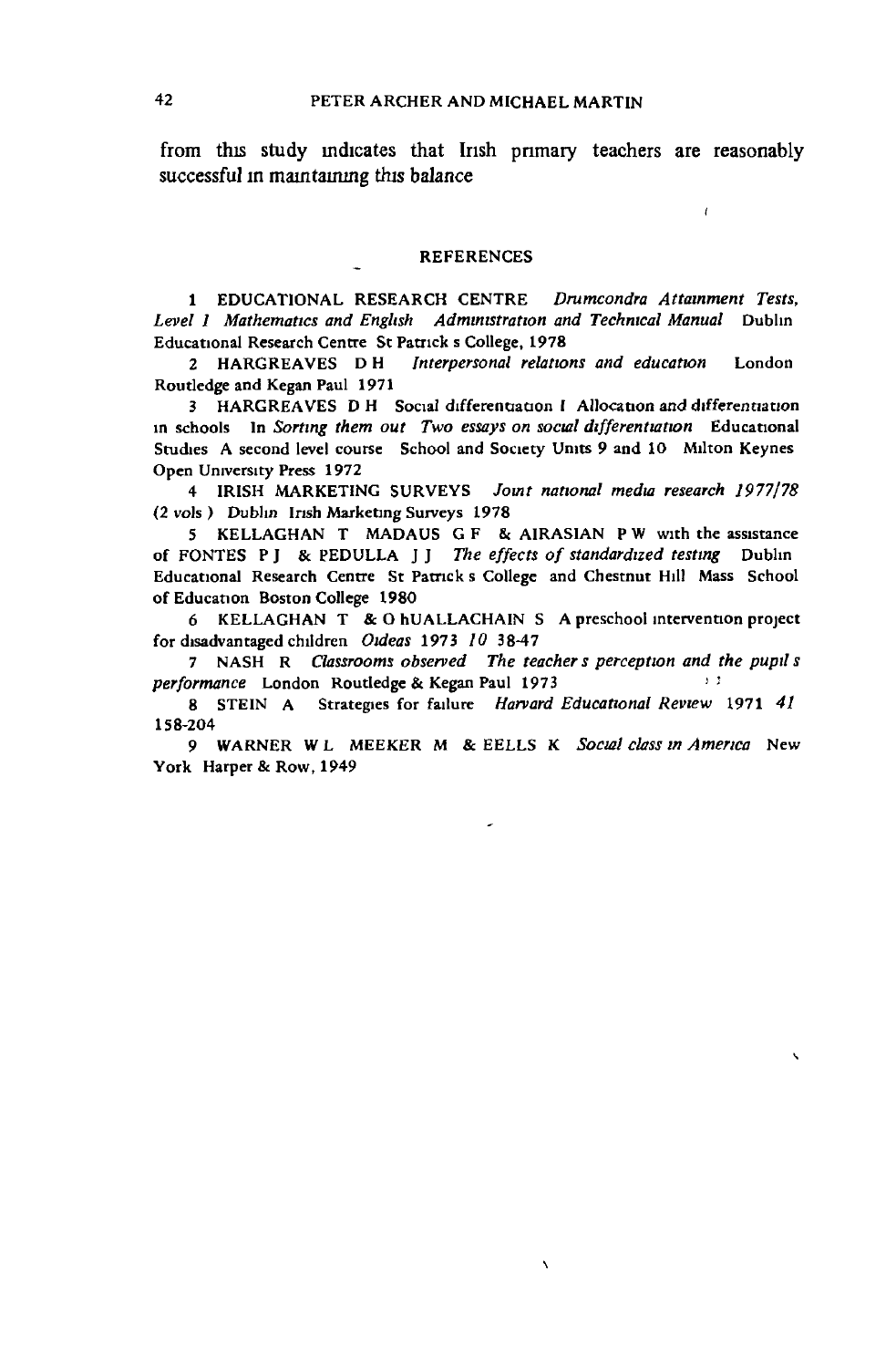from this study indicates that Irish primary teachers are reasonably successful in maintaining this balance

## REFERENCES

1 EDUCATIONAL RESEARCH CENTRE *Drumcondra Attainment Tests, Level 1 Mathematics and English Administration and Technical Manual* Dublin Educational Research Centre St Patrick s College, 1978

2 HARGREAVES D H *Interpersonal relations and education* London Routledge and Kegan Paul 1971

3 HARGREAVES D H Social differentiation I Allocation and differentiation in schools In *Sorting them out Two essays on social differentiation* Educational Studies A second level course School and Society Units 9 and 10 Milton Keynes Open University Press 1972

4 IRISH MARKETING SURVEYS *Joint national media research 1977/78* (2 vols ) Dublin Irish Marketing Surveys 1978

5 KELLAGHAN T MADAUS G F & AIRASIAN P W with the assistance of FONTES P J & PEDULLA J J *The effects of standardized testing* Dublin Educational Research Centre St Patrick s College and Chestnut Hill Mass School of Education Boston College 1980

6 KELLAGHAN T & O hUALLACHAIN S A preschool intervention project for disadvantaged children *Oideas* 1973 *10* 38-47

7 NASH R *Classrooms observed The teacher s perception and the pupil s performance* London Routledge & Kegan Paul 1973

8 STEIN A Strategies for failure *Harvard Educational Review* 1971 *41* 158-204

9 WARNER W L MEEKER M & EELLS K *Social class in America* New York Harper & Row, 1949